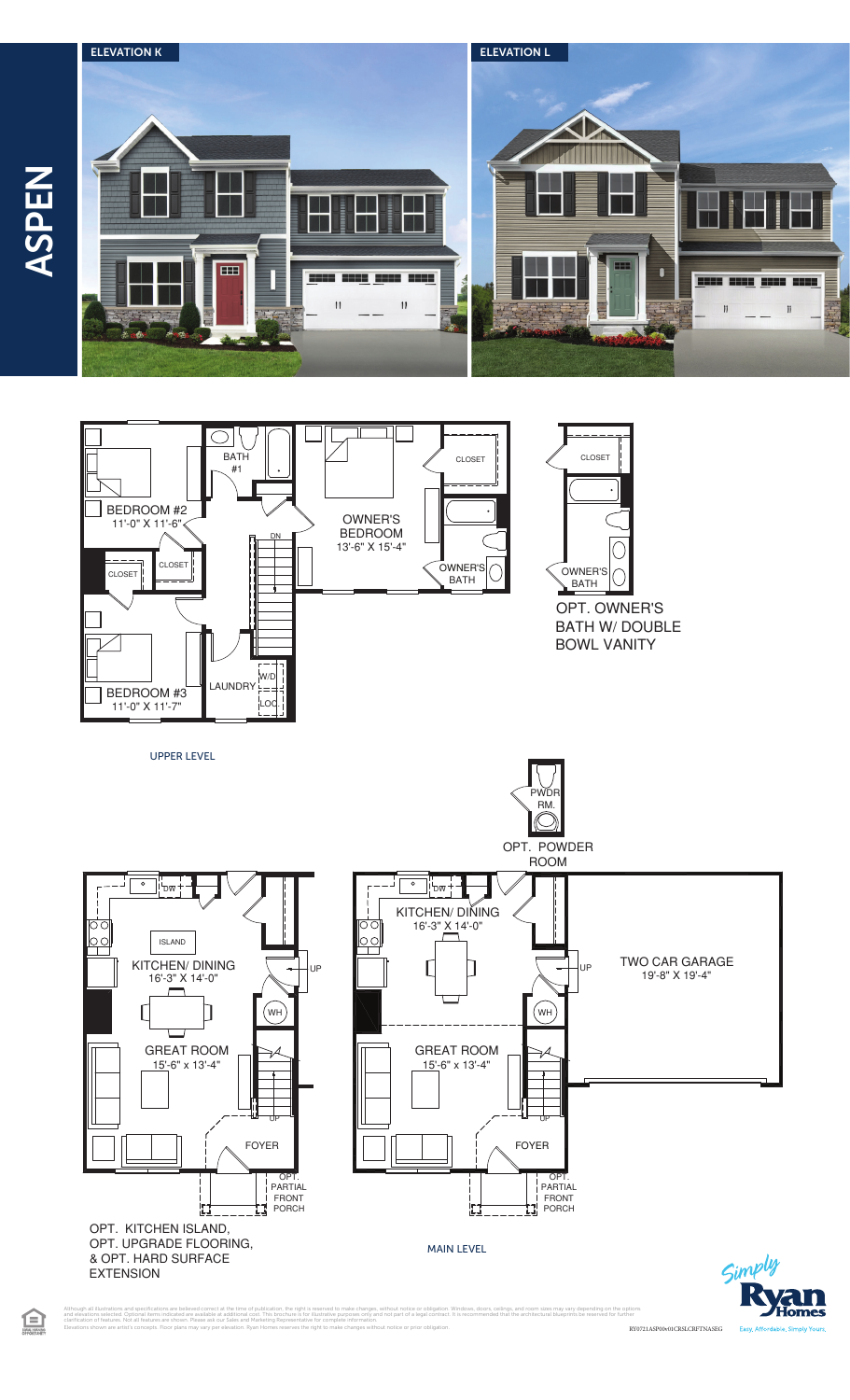# ASPEN

## ELEVATION K

## ELEVATION L

### UPPER LEVEL

BATH #1

OWNER'S BEDROOM
13'-6" X 15'-4"

CLOSET

OWNER'S BATH

DN

BEDROOM #2
11'-0" X 11'-6"

CLOSET

CLOSET

BEDROOM #3
11'-0" X 11'-7"

LAUNDRY

W/D

LOC

CLOSET

OWNER'S BATH

OPT. OWNER'S BATH W/ DOUBLE BOWL VANITY

### MAIN LEVEL

PWDR RM.

OPT. POWDER ROOM

DW

ISLAND

KITCHEN/ DINING
16'-3" X 14'-0"

UP

WH

GREAT ROOM
15'-6" x 13'-4"

UP

FOYER

OPT. PARTIAL FRONT PORCH

OPT. KITCHEN ISLAND, OPT. UPGRADE FLOORING, & OPT. HARD SURFACE EXTENSION

DW

KITCHEN/ DINING
16'-3" X 14'-0"

UP

WH

GREAT ROOM
15'-6" x 13'-4"

UP

FOYER

OPT. PARTIAL FRONT PORCH

TWO CAR GARAGE
19'-8" X 19'-4"

Although all illustrations and specifications are believed correct at the time of publication, the right is reserved to make changes, without notice or obligation. Windows, doors, ceilings, and room sizes may vary depending on the options and elevations selected. Optional items indicated are available at additional cost. This brochure is for illustrative purposes only and not part of a legal contract. It is recommended that the architectural blueprints be reviewed for further clarification of features. Not all features are shown. Please ask our Sales and Marketing Representative for complete information.
Elevations shown are artist's concepts. Floor plans may vary per elevation. Ryan Homes reserves the right to make changes without notice or prior obligation.

RY0721ASP00v01CRSLCRFTNASEG

Simply Ryan Homes

Easy. Affordable. Simply Yours.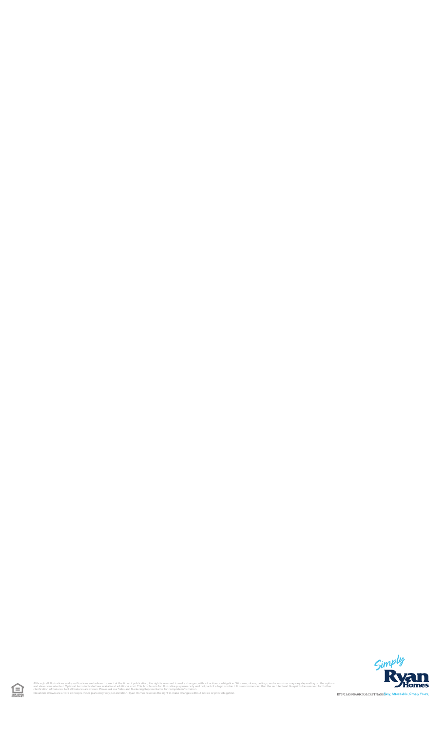Although all illustrations and specifications are believed correct at the time of publication, the right is reserved to make changes, without notice or obligation. Windows, doors, ceilings, and room sizes may vary depending on the options and elevations selected. Optional items indicated are available at additional cost. This brochure is for illustrative purposes only and not part of a legal contract. It is recommended that the architectural blueprints be reviewed for further clarification of features. Not all features are shown. Please ask our Sales and Marketing Representative for complete information.
Elevations shown are artist's concepts. Floor plans may vary per elevation. Ryan Homes reserves the right to make changes without notice or prior obligation.

Simply Ryan Homes

RY0721ASP00v01CRSLCRFTNASE

Easy, Affordable, Simply Yours.